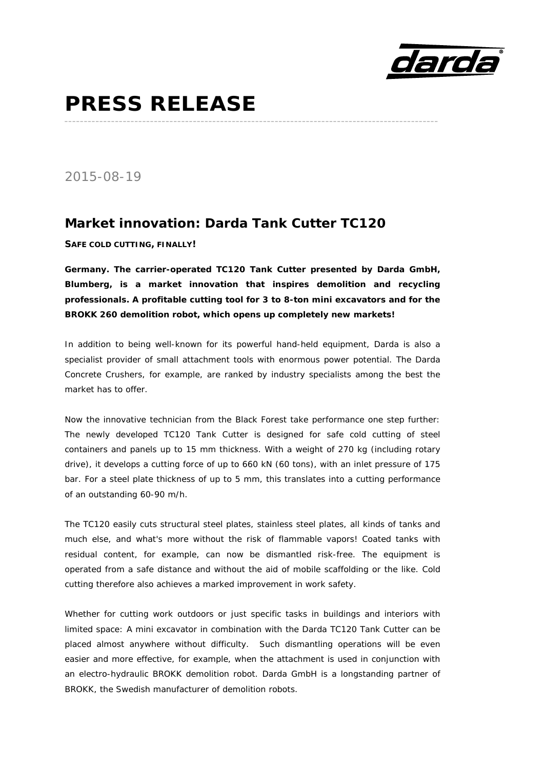# PRESS RELEASE

2015-08-19

## Market innovation: Darda Tank Cutter TC120

**SAFE COLD CUTTING, FINALLY!**

**Germany. The carrier-operated TC120 Tank Cutter presented by Darda GmbH, Blumberg, is a market innovation that inspires demolition and recycling professionals. A profitable cutting tool for 3 to 8-ton mini excavators and for the BROKK 260 demolition robot, which opens up completely new markets!**

In addition to being well-known for its powerful hand-held equipment, Darda is also a specialist provider of small attachment tools with enormous power potential. The Darda Concrete Crushers, for example, are ranked by industry specialists among the best the market has to offer.

Now the innovative technician from the Black Forest take performance one step further: The newly developed TC120 Tank Cutter is designed for safe cold cutting of steel containers and panels up to 15 mm thickness. With a weight of 270 kg (including rotary drive), it develops a cutting force of up to 660 kN (60 tons), with an inlet pressure of 175 bar. For a steel plate thickness of up to 5 mm, this translates into a cutting performance of an outstanding 60-90 m/h.

The TC120 easily cuts structural steel plates, stainless steel plates, all kinds of tanks and much else, and what's more without the risk of flammable vapors! Coated tanks with residual content, for example, can now be dismantled risk-free. The equipment is operated from a safe distance and without the aid of mobile scaffolding or the like. Cold cutting therefore also achieves a marked improvement in work safety.

Whether for cutting work outdoors or just specific tasks in buildings and interiors with limited space: A mini excavator in combination with the Darda TC120 Tank Cutter can be placed almost anywhere without difficulty. Such dismantling operations will be even easier and more effective, for example, when the attachment is used in conjunction with an electro-hydraulic BROKK demolition robot. Darda GmbH is a longstanding partner of BROKK, the Swedish manufacturer of demolition robots.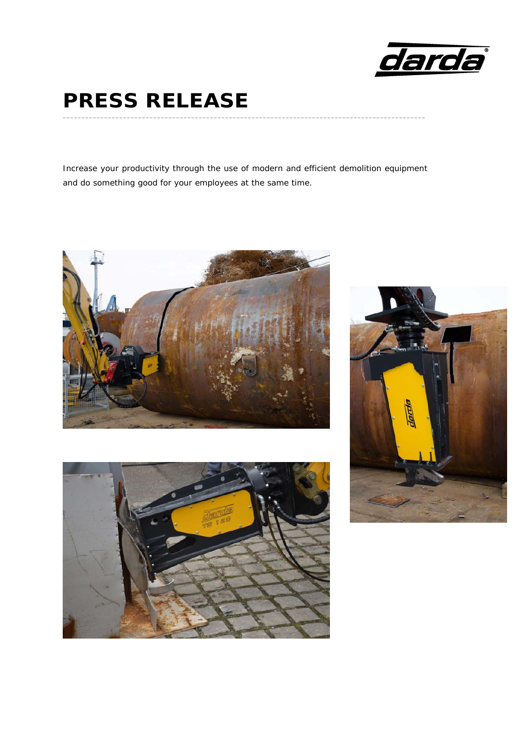# PRESS RELEASE

Increase your productivity through the use of modern and efficient demolition equipment and do something good for your employees at the same time.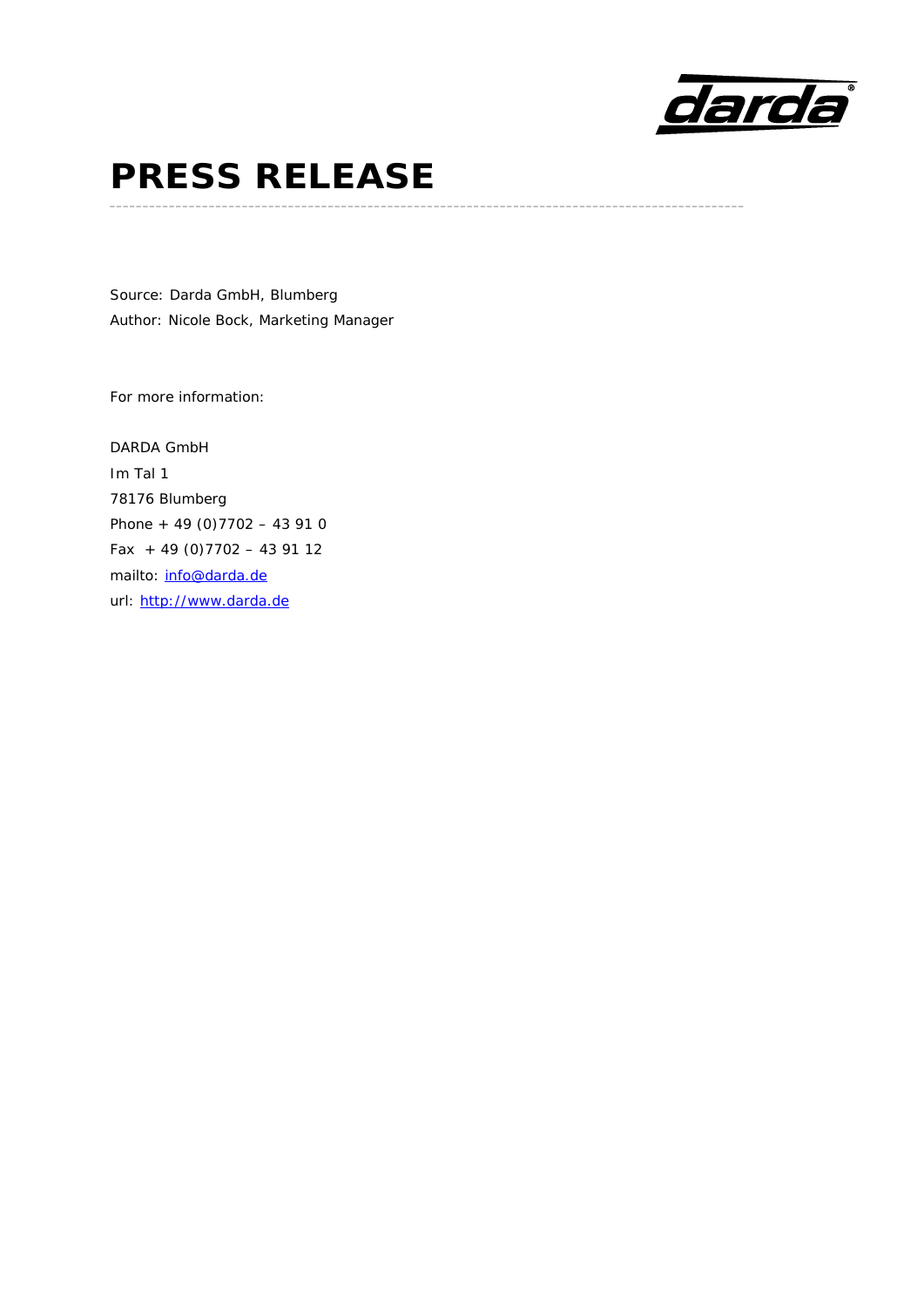# PRESS RELEASE

Source: Darda GmbH, Blumberg
Author: Nicole Bock, Marketing Manager

For more information:

DARDA GmbH
Im Tal 1
78176 Blumberg
Phone + 49 (0)7702 – 43 91 0
Fax + 49 (0)7702 – 43 91 12
mailto: info@darda.de
url: http://www.darda.de